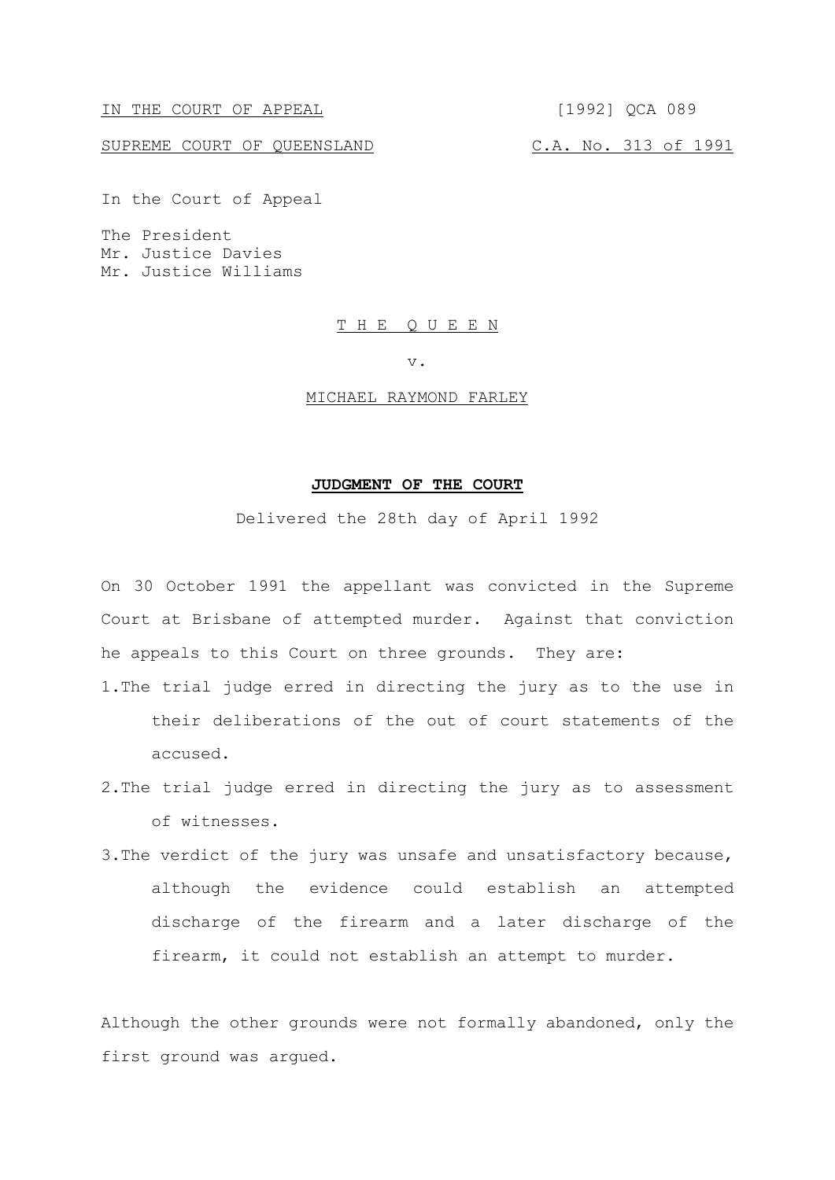IN THE COURT OF APPEAL [1992] QCA 089

SUPREME COURT OF QUEENSLAND C.A. No. 313 of 1991

In the Court of Appeal

The President
Mr. Justice Davies
Mr. Justice Williams

THE QUEEN

v.

MICHAEL RAYMOND FARLEY

**JUDGMENT OF THE COURT**

Delivered the 28th day of April 1992

On 30 October 1991 the appellant was convicted in the Supreme Court at Brisbane of attempted murder. Against that conviction he appeals to this Court on three grounds. They are:

1. The trial judge erred in directing the jury as to the use in their deliberations of the out of court statements of the accused.
2. The trial judge erred in directing the jury as to assessment of witnesses.
3. The verdict of the jury was unsafe and unsatisfactory because, although the evidence could establish an attempted discharge of the firearm and a later discharge of the firearm, it could not establish an attempt to murder.

Although the other grounds were not formally abandoned, only the first ground was argued.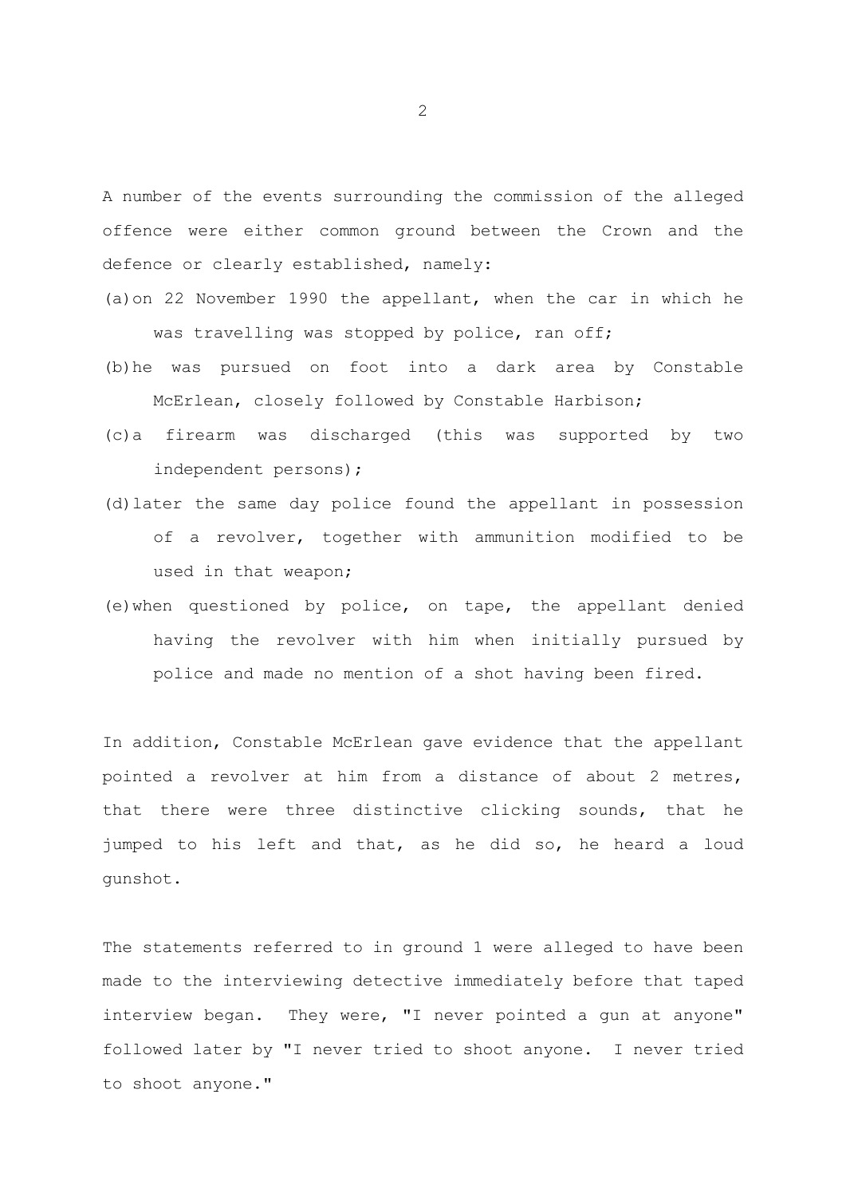A number of the events surrounding the commission of the alleged offence were either common ground between the Crown and the defence or clearly established, namely:

(a) on 22 November 1990 the appellant, when the car in which he was travelling was stopped by police, ran off;

(b) he was pursued on foot into a dark area by Constable McErlean, closely followed by Constable Harbison;

(c) a firearm was discharged (this was supported by two independent persons);

(d) later the same day police found the appellant in possession of a revolver, together with ammunition modified to be used in that weapon;

(e) when questioned by police, on tape, the appellant denied having the revolver with him when initially pursued by police and made no mention of a shot having been fired.

In addition, Constable McErlean gave evidence that the appellant pointed a revolver at him from a distance of about 2 metres, that there were three distinctive clicking sounds, that he jumped to his left and that, as he did so, he heard a loud gunshot.

The statements referred to in ground 1 were alleged to have been made to the interviewing detective immediately before that taped interview began. They were, "I never pointed a gun at anyone" followed later by "I never tried to shoot anyone. I never tried to shoot anyone."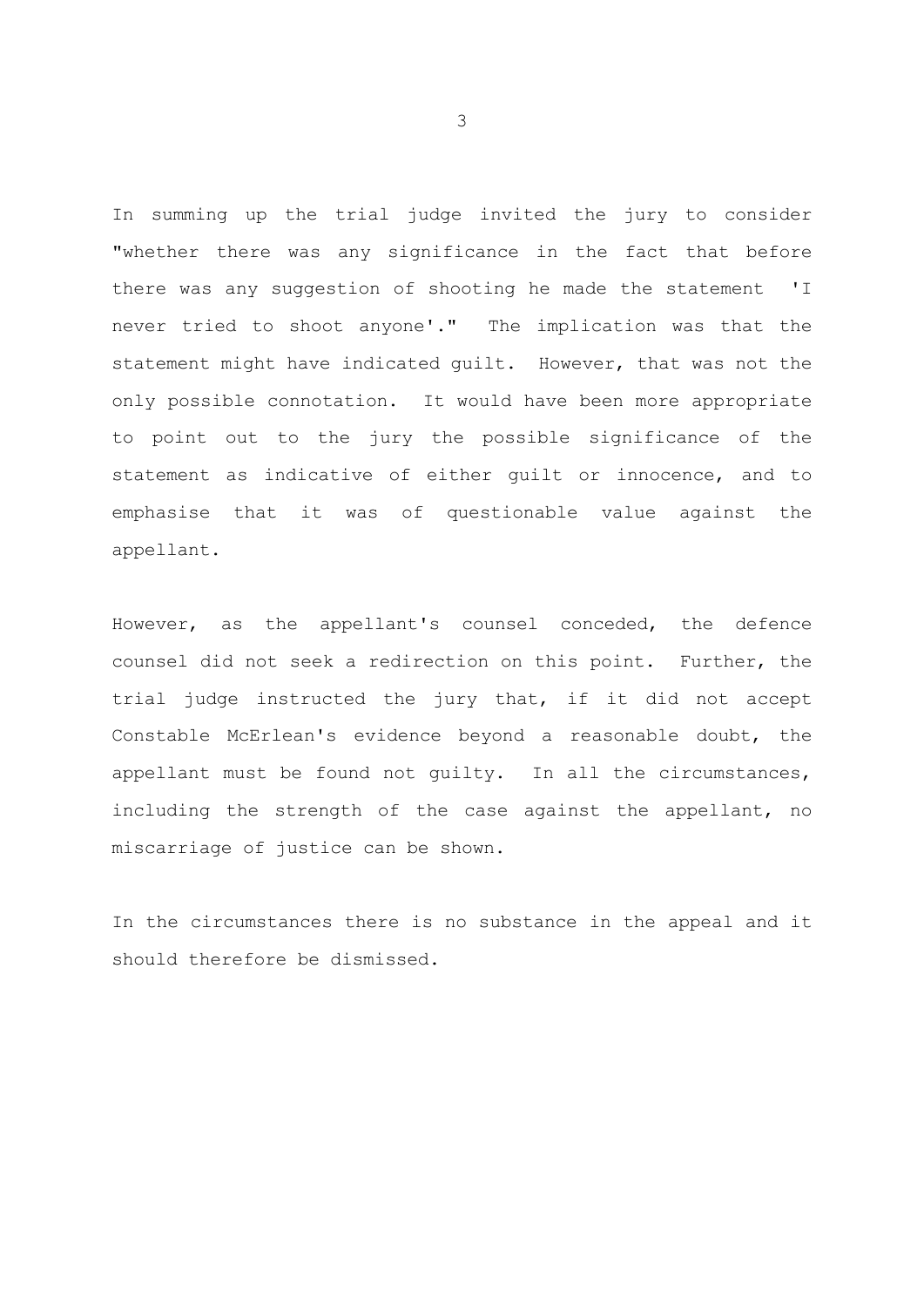In summing up the trial judge invited the jury to consider "whether there was any significance in the fact that before there was any suggestion of shooting he made the statement 'I never tried to shoot anyone'." The implication was that the statement might have indicated guilt. However, that was not the only possible connotation. It would have been more appropriate to point out to the jury the possible significance of the statement as indicative of either guilt or innocence, and to emphasise that it was of questionable value against the appellant.

However, as the appellant's counsel conceded, the defence counsel did not seek a redirection on this point. Further, the trial judge instructed the jury that, if it did not accept Constable McErlean's evidence beyond a reasonable doubt, the appellant must be found not guilty. In all the circumstances, including the strength of the case against the appellant, no miscarriage of justice can be shown.

In the circumstances there is no substance in the appeal and it should therefore be dismissed.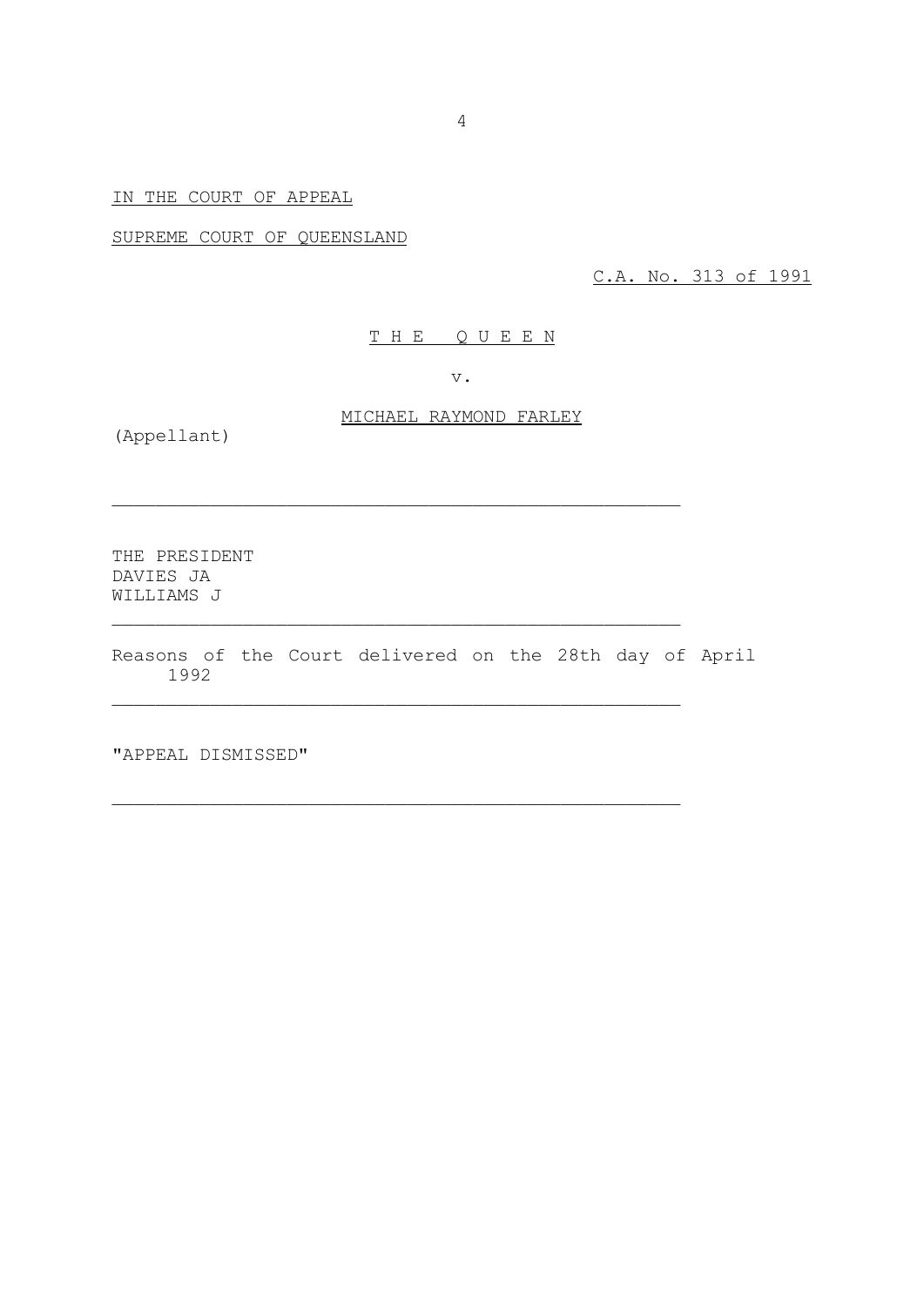IN THE COURT OF APPEAL

SUPREME COURT OF QUEENSLAND

C.A. No. 313 of 1991

THE QUEEN

v.

MICHAEL RAYMOND FARLEY

(Appellant)

---

THE PRESIDENT
DAVIES JA
WILLIAMS J

---

Reasons of the Court delivered on the 28th day of April 1992

---

"APPEAL DISMISSED"

---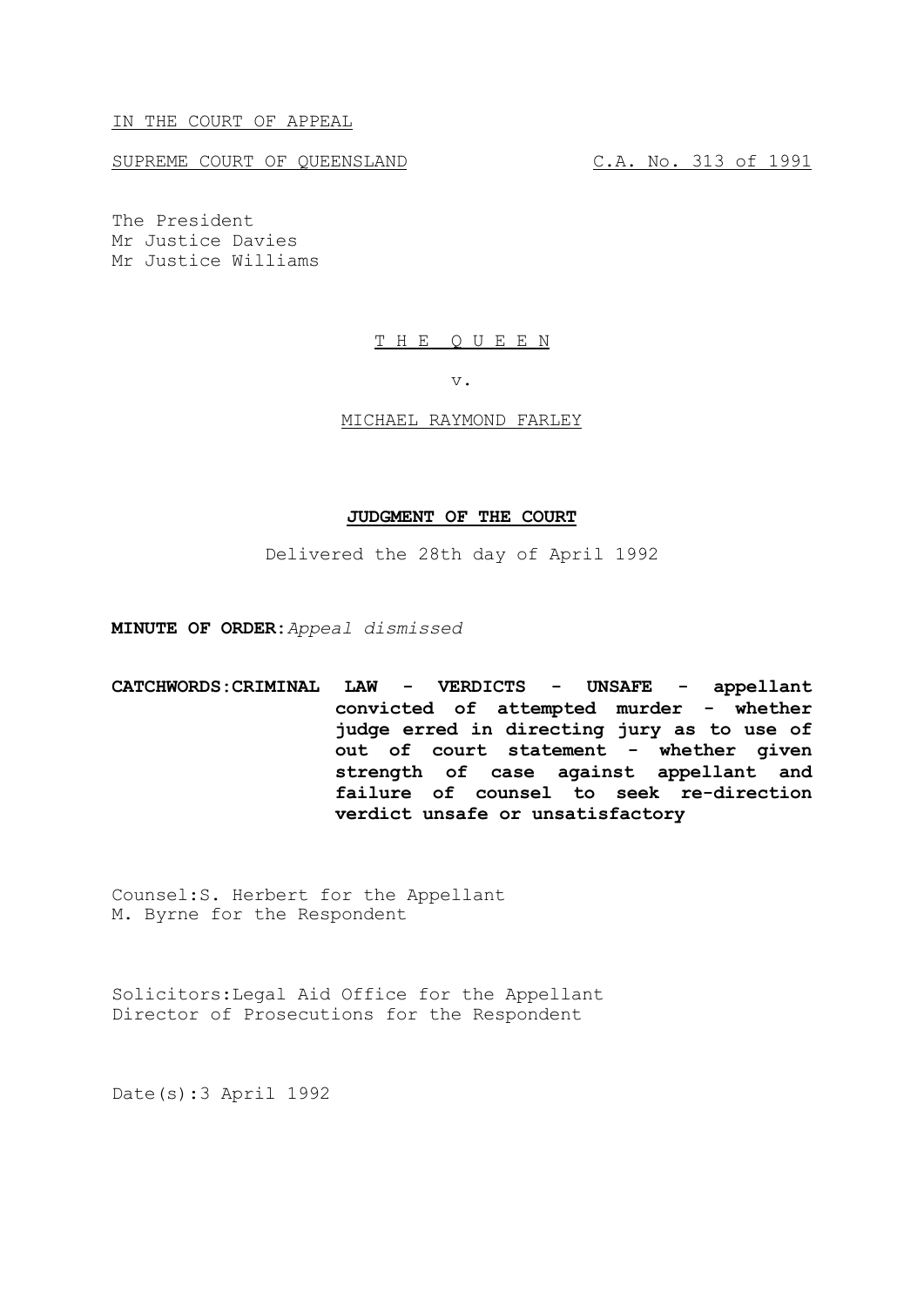IN THE COURT OF APPEAL

SUPREME COURT OF QUEENSLAND C.A. No. 313 of 1991

The President
Mr Justice Davies
Mr Justice Williams

T H E Q U E E N

v.

MICHAEL RAYMOND FARLEY

**JUDGMENT OF THE COURT**

Delivered the 28th day of April 1992

**MINUTE OF ORDER:** *Appeal dismissed*

**CATCHWORDS: CRIMINAL LAW - VERDICTS - UNSAFE - appellant convicted of attempted murder - whether judge erred in directing jury as to use of out of court statement - whether given strength of case against appellant and failure of counsel to seek re-direction verdict unsafe or unsatisfactory**

Counsel: S. Herbert for the Appellant
M. Byrne for the Respondent

Solicitors: Legal Aid Office for the Appellant
Director of Prosecutions for the Respondent

Date(s): 3 April 1992